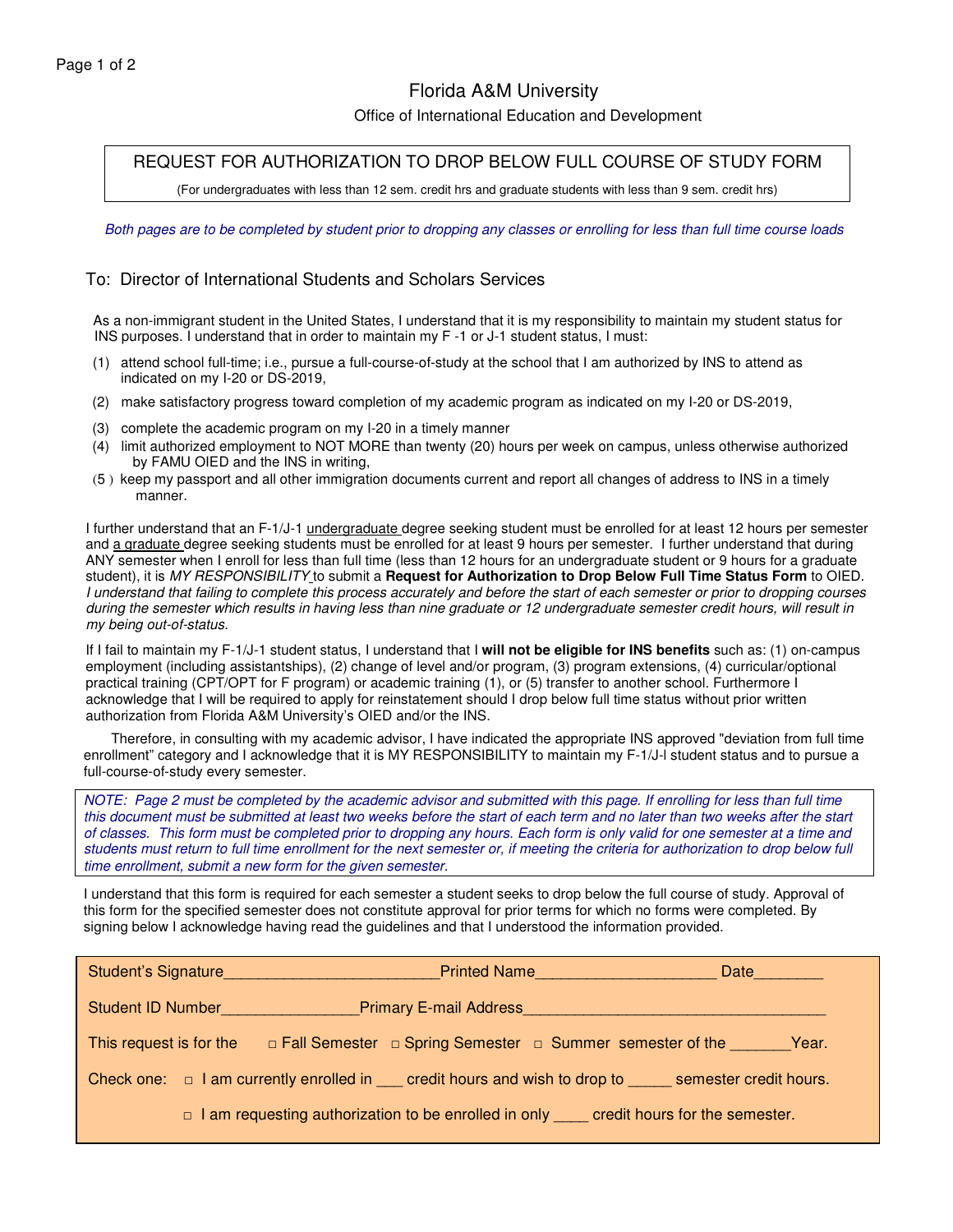Florida A&M University

Office of International Education and Development

# REQUEST FOR AUTHORIZATION TO DROP BELOW FULL COURSE OF STUDY FORM

(For undergraduates with less than 12 sem. credit hrs and graduate students with less than 9 sem. credit hrs)

*Both pages are to be completed by student prior to dropping any classes or enrolling for less than full time course loads*

## To: Director of International Students and Scholars Services

As a non-immigrant student in the United States, I understand that it is my responsibility to maintain my student status for INS purposes. I understand that in order to maintain my F -1 or J-1 student status, I must:

(1) attend school full-time; i.e., pursue a full-course-of-study at the school that I am authorized by INS to attend as indicated on my I-20 or DS-2019,

(2) make satisfactory progress toward completion of my academic program as indicated on my I-20 or DS-2019,

(3) complete the academic program on my I-20 in a timely manner

(4) limit authorized employment to NOT MORE than twenty (20) hours per week on campus, unless otherwise authorized by FAMU OIED and the INS in writing,

(5) keep my passport and all other immigration documents current and report all changes of address to INS in a timely manner.

I further understand that an F-1/J-1 undergraduate degree seeking student must be enrolled for at least 12 hours per semester and a graduate degree seeking students must be enrolled for at least 9 hours per semester. I further understand that during ANY semester when I enroll for less than full time (less than 12 hours for an undergraduate student or 9 hours for a graduate student), it is *MY RESPONSIBILITY* to submit a **Request for Authorization to Drop Below Full Time Status Form** to OIED. *I understand that failing to complete this process accurately and before the start of each semester or prior to dropping courses during the semester which results in having less than nine graduate or 12 undergraduate semester credit hours, will result in my being out-of-status.*

If I fail to maintain my F-1/J-1 student status, I understand that I **will not be eligible for INS benefits** such as: (1) on-campus employment (including assistantships), (2) change of level and/or program, (3) program extensions, (4) curricular/optional practical training (CPT/OPT for F program) or academic training (1), or (5) transfer to another school. Furthermore I acknowledge that I will be required to apply for reinstatement should I drop below full time status without prior written authorization from Florida A&M University's OIED and/or the INS.

Therefore, in consulting with my academic advisor, I have indicated the appropriate INS approved "deviation from full time enrollment" category and I acknowledge that it is MY RESPONSIBILITY to maintain my F-1/J-l student status and to pursue a full-course-of-study every semester.

*NOTE: Page 2 must be completed by the academic advisor and submitted with this page. If enrolling for less than full time this document must be submitted at least two weeks before the start of each term and no later than two weeks after the start of classes. This form must be completed prior to dropping any hours. Each form is only valid for one semester at a time and students must return to full time enrollment for the next semester or, if meeting the criteria for authorization to drop below full time enrollment, submit a new form for the given semester.*

I understand that this form is required for each semester a student seeks to drop below the full course of study. Approval of this form for the specified semester does not constitute approval for prior terms for which no forms were completed. By signing below I acknowledge having read the guidelines and that I understood the information provided.

Student's Signature________________________ Printed Name____________________ Date________

Student ID Number_______________ Primary E-mail Address_________________________________

This request is for the ☐ Fall Semester ☐ Spring Semester ☐ Summer semester of the _______Year.

Check one: ☐ I am currently enrolled in ___ credit hours and wish to drop to _____ semester credit hours.

☐ I am requesting authorization to be enrolled in only ____ credit hours for the semester.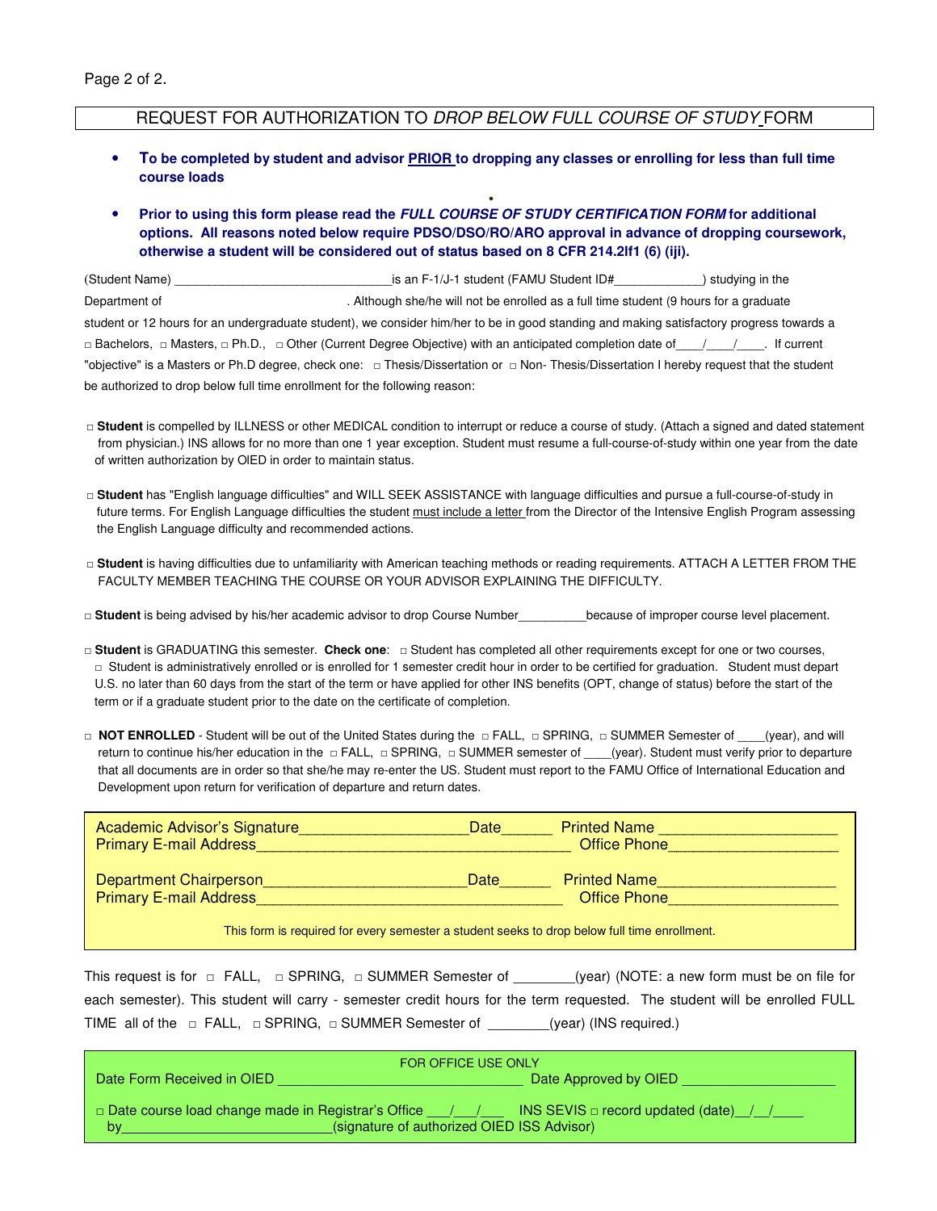## REQUEST FOR AUTHORIZATION TO *DROP BELOW FULL COURSE OF STUDY* FORM

- **To be completed by student and advisor PRIOR to dropping any classes or enrolling for less than full time course loads**
- **Prior to using this form please read the *FULL COURSE OF STUDY CERTIFICATION FORM* for additional options. All reasons noted below require PDSO/DSO/RO/ARO approval in advance of dropping coursework, otherwise a student will be considered out of status based on 8 CFR 214.2lf1 (6) (iji).**

(Student Name) ______________________________is an F-1/J-1 student (FAMU Student ID#____________) studying in the Department of . Although she/he will not be enrolled as a full time student (9 hours for a graduate student or 12 hours for an undergraduate student), we consider him/her to be in good standing and making satisfactory progress towards a □ Bachelors, □ Masters, □ Ph.D., □ Other (Current Degree Objective) with an anticipated completion date of____/____/____. If current "objective" is a Masters or Ph.D degree, check one: □ Thesis/Dissertation or □ Non- Thesis/Dissertation I hereby request that the student be authorized to drop below full time enrollment for the following reason:

□ **Student** is compelled by ILLNESS or other MEDICAL condition to interrupt or reduce a course of study. (Attach a signed and dated statement from physician.) INS allows for no more than one 1 year exception. Student must resume a full-course-of-study within one year from the date of written authorization by OIED in order to maintain status.

□ **Student** has "English language difficulties" and WILL SEEK ASSISTANCE with language difficulties and pursue a full-course-of-study in future terms. For English Language difficulties the student must include a letter from the Director of the Intensive English Program assessing the English Language difficulty and recommended actions.

□ **Student** is having difficulties due to unfamiliarity with American teaching methods or reading requirements. ATTACH A LETTER FROM THE FACULTY MEMBER TEACHING THE COURSE OR YOUR ADVISOR EXPLAINING THE DIFFICULTY.

□ **Student** is being advised by his/her academic advisor to drop Course Number__________because of improper course level placement.

□ **Student** is GRADUATING this semester. **Check one**: □ Student has completed all other requirements except for one or two courses, □ Student is administratively enrolled or is enrolled for 1 semester credit hour in order to be certified for graduation. Student must depart U.S. no later than 60 days from the start of the term or have applied for other INS benefits (OPT, change of status) before the start of the term or if a graduate student prior to the date on the certificate of completion.

□ **NOT ENROLLED** - Student will be out of the United States during the □ FALL, □ SPRING, □ SUMMER Semester of ____(year), and will return to continue his/her education in the □ FALL, □ SPRING, □ SUMMER semester of ____(year). Student must verify prior to departure that all documents are in order so that she/he may re-enter the US. Student must report to the FAMU Office of International Education and Development upon return for verification of departure and return dates.

Academic Advisor's Signature____________________Date______ Printed Name ____________________
Primary E-mail Address____________________________________ Office Phone____________________

Department Chairperson_______________________Date______ Printed Name____________________
Primary E-mail Address____________________________________ Office Phone____________________

This form is required for every semester a student seeks to drop below full time enrollment.

This request is for □ FALL, □ SPRING, □ SUMMER Semester of ________(year) (NOTE: a new form must be on file for each semester). This student will carry - semester credit hours for the term requested. The student will be enrolled FULL TIME all of the □ FALL, □ SPRING, □ SUMMER Semester of ________(year) (INS required.)

FOR OFFICE USE ONLY

Date Form Received in OIED ______________________________ Date Approved by OIED ____________________

□ Date course load change made in Registrar's Office ___/___/___ INS SEVIS □ record updated (date)__/__/____ by___________________________(signature of authorized OIED ISS Advisor)